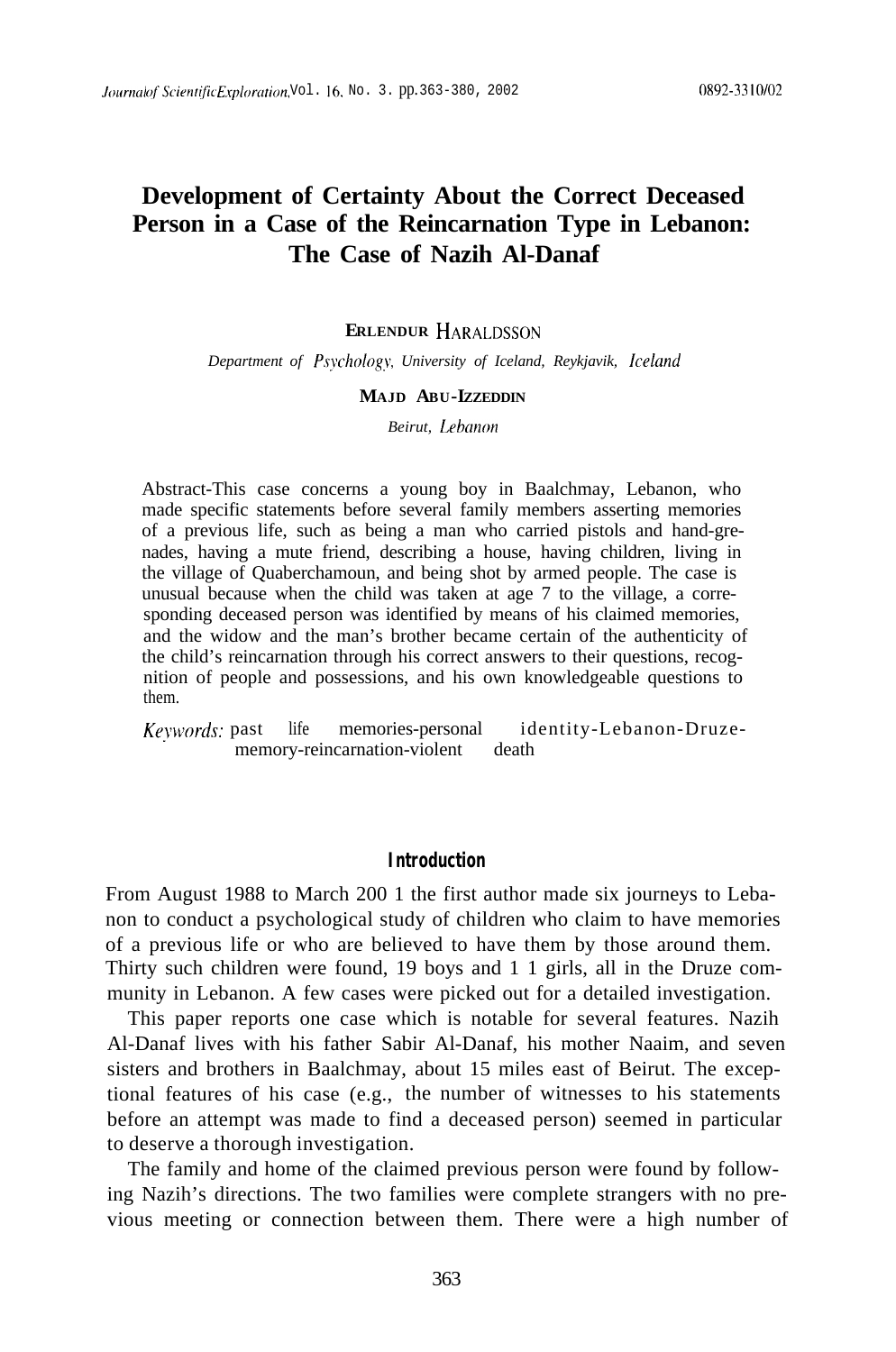# Development of Certainty About the Correct Deceased Person in a Case of the Reincarnation Type in Lebanon: The Case of Nazih Al-Danaf

**ERLENDUR HARALDSSON**

*Department of Psychology, University of Iceland, Reykjavik, Iceland*

**MAJD ABU-IZZEDDIN**

*Beirut, Lebanon*

Abstract-This case concerns a young boy in Baalchmay, Lebanon, who made specific statements before several family members asserting memories of a previous life, such as being a man who carried pistols and hand-grenades, having a mute friend, describing a house, having children, living in the village of Quaberchamoun, and being shot by armed people. The case is unusual because when the child was taken at age 7 to the village, a corresponding deceased person was identified by means of his claimed memories, and the widow and the man's brother became certain of the authenticity of the child's reincarnation through his correct answers to their questions, recognition of people and possessions, and his own knowledgeable questions to them.

*Keywords:* past life memories-personal identity-Lebanon-Druze-memory-reincarnation-violent death

## Introduction

From August 1988 to March 2001 the first author made six journeys to Lebanon to conduct a psychological study of children who claim to have memories of a previous life or who are believed to have them by those around them. Thirty such children were found, 19 boys and 11 girls, all in the Druze community in Lebanon. A few cases were picked out for a detailed investigation.

This paper reports one case which is notable for several features. Nazih Al-Danaf lives with his father Sabir Al-Danaf, his mother Naaim, and seven sisters and brothers in Baalchmay, about 15 miles east of Beirut. The exceptional features of his case (e.g., the number of witnesses to his statements before an attempt was made to find a deceased person) seemed in particular to deserve a thorough investigation.

The family and home of the claimed previous person were found by following Nazih's directions. The two families were complete strangers with no previous meeting or connection between them. There were a high number of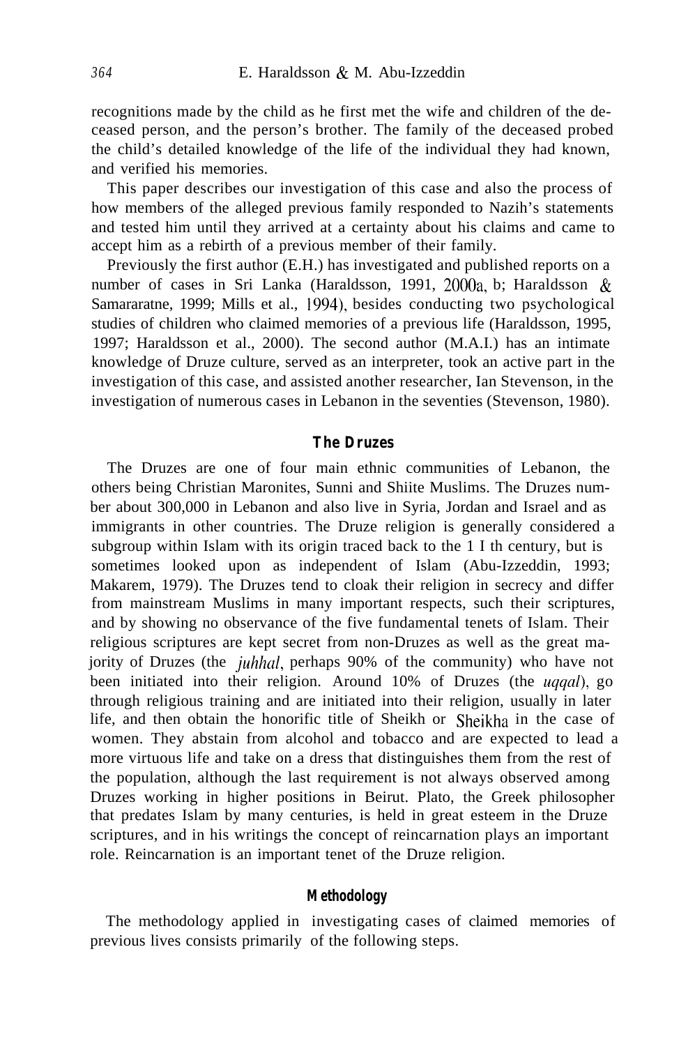recognitions made by the child as he first met the wife and children of the deceased person, and the person's brother. The family of the deceased probed the child's detailed knowledge of the life of the individual they had known, and verified his memories.

This paper describes our investigation of this case and also the process of how members of the alleged previous family responded to Nazih's statements and tested him until they arrived at a certainty about his claims and came to accept him as a rebirth of a previous member of their family.

Previously the first author (E.H.) has investigated and published reports on a number of cases in Sri Lanka (Haraldsson, 1991, 2000a, b; Haraldsson & Samararatne, 1999; Mills et al., 1994), besides conducting two psychological studies of children who claimed memories of a previous life (Haraldsson, 1995, 1997; Haraldsson et al., 2000). The second author (M.A.I.) has an intimate knowledge of Druze culture, served as an interpreter, took an active part in the investigation of this case, and assisted another researcher, Ian Stevenson, in the investigation of numerous cases in Lebanon in the seventies (Stevenson, 1980).

## The Druzes

The Druzes are one of four main ethnic communities of Lebanon, the others being Christian Maronites, Sunni and Shiite Muslims. The Druzes number about 300,000 in Lebanon and also live in Syria, Jordan and Israel and as immigrants in other countries. The Druze religion is generally considered a subgroup within Islam with its origin traced back to the 1 I th century, but is sometimes looked upon as independent of Islam (Abu-Izzeddin, 1993; Makarem, 1979). The Druzes tend to cloak their religion in secrecy and differ from mainstream Muslims in many important respects, such their scriptures, and by showing no observance of the five fundamental tenets of Islam. Their religious scriptures are kept secret from non-Druzes as well as the great majority of Druzes (the *juhhal*, perhaps 90% of the community) who have not been initiated into their religion. Around 10% of Druzes (the *uqqal*), go through religious training and are initiated into their religion, usually in later life, and then obtain the honorific title of Sheikh or Sheikha in the case of women. They abstain from alcohol and tobacco and are expected to lead a more virtuous life and take on a dress that distinguishes them from the rest of the population, although the last requirement is not always observed among Druzes working in higher positions in Beirut. Plato, the Greek philosopher that predates Islam by many centuries, is held in great esteem in the Druze scriptures, and in his writings the concept of reincarnation plays an important role. Reincarnation is an important tenet of the Druze religion.

## Methodology

The methodology applied in investigating cases of claimed memories of previous lives consists primarily of the following steps.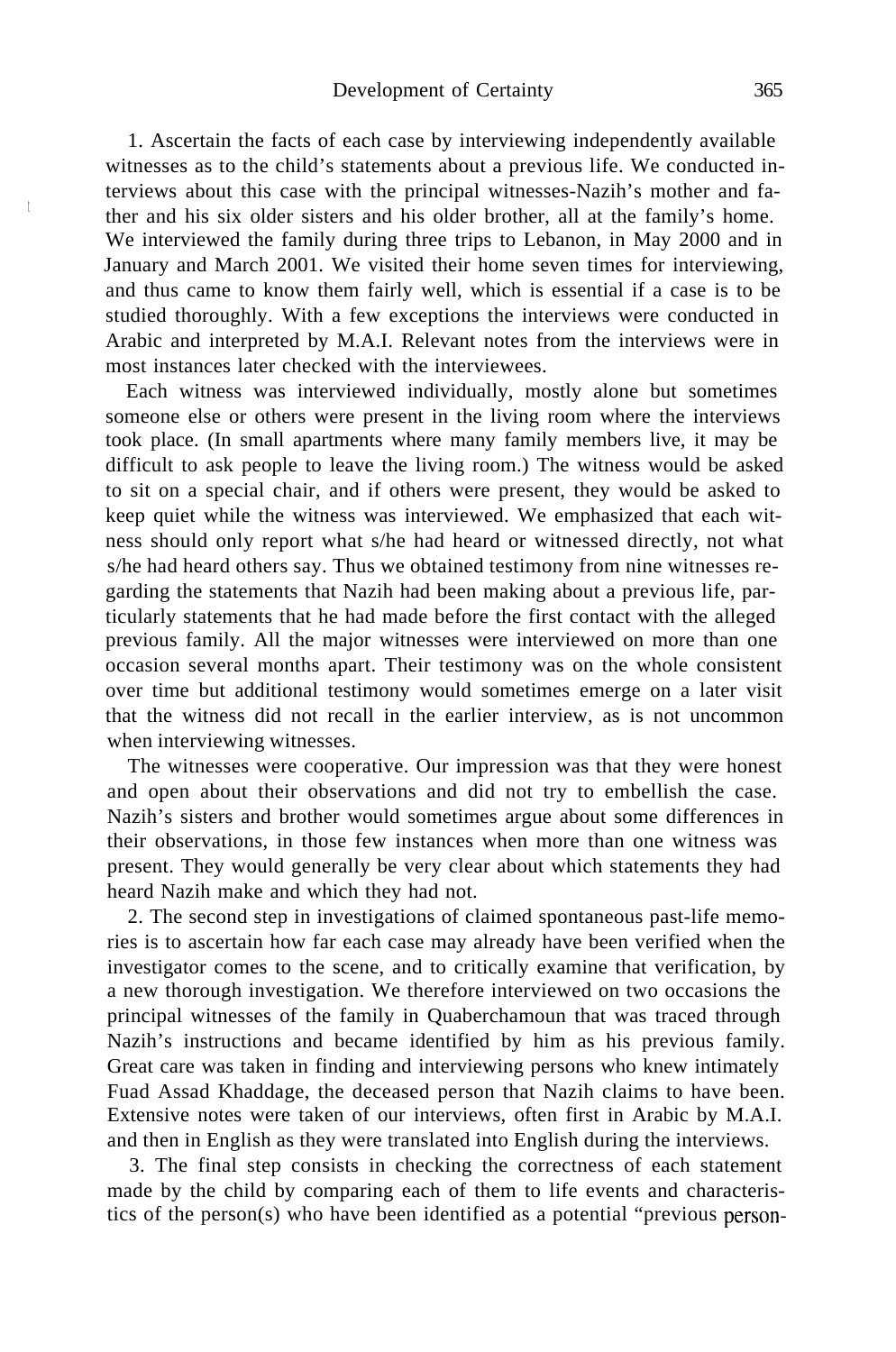1. Ascertain the facts of each case by interviewing independently available witnesses as to the child's statements about a previous life. We conducted interviews about this case with the principal witnesses-Nazih's mother and father and his six older sisters and his older brother, all at the family's home. We interviewed the family during three trips to Lebanon, in May 2000 and in January and March 2001. We visited their home seven times for interviewing, and thus came to know them fairly well, which is essential if a case is to be studied thoroughly. With a few exceptions the interviews were conducted in Arabic and interpreted by M.A.I. Relevant notes from the interviews were in most instances later checked with the interviewees.

Each witness was interviewed individually, mostly alone but sometimes someone else or others were present in the living room where the interviews took place. (In small apartments where many family members live, it may be difficult to ask people to leave the living room.) The witness would be asked to sit on a special chair, and if others were present, they would be asked to keep quiet while the witness was interviewed. We emphasized that each witness should only report what s/he had heard or witnessed directly, not what s/he had heard others say. Thus we obtained testimony from nine witnesses regarding the statements that Nazih had been making about a previous life, particularly statements that he had made before the first contact with the alleged previous family. All the major witnesses were interviewed on more than one occasion several months apart. Their testimony was on the whole consistent over time but additional testimony would sometimes emerge on a later visit that the witness did not recall in the earlier interview, as is not uncommon when interviewing witnesses.

The witnesses were cooperative. Our impression was that they were honest and open about their observations and did not try to embellish the case. Nazih's sisters and brother would sometimes argue about some differences in their observations, in those few instances when more than one witness was present. They would generally be very clear about which statements they had heard Nazih make and which they had not.

2. The second step in investigations of claimed spontaneous past-life memories is to ascertain how far each case may already have been verified when the investigator comes to the scene, and to critically examine that verification, by a new thorough investigation. We therefore interviewed on two occasions the principal witnesses of the family in Quaberchamoun that was traced through Nazih's instructions and became identified by him as his previous family. Great care was taken in finding and interviewing persons who knew intimately Fuad Assad Khaddage, the deceased person that Nazih claims to have been. Extensive notes were taken of our interviews, often first in Arabic by M.A.I. and then in English as they were translated into English during the interviews.

3. The final step consists in checking the correctness of each statement made by the child by comparing each of them to life events and characteristics of the person(s) who have been identified as a potential "previous person-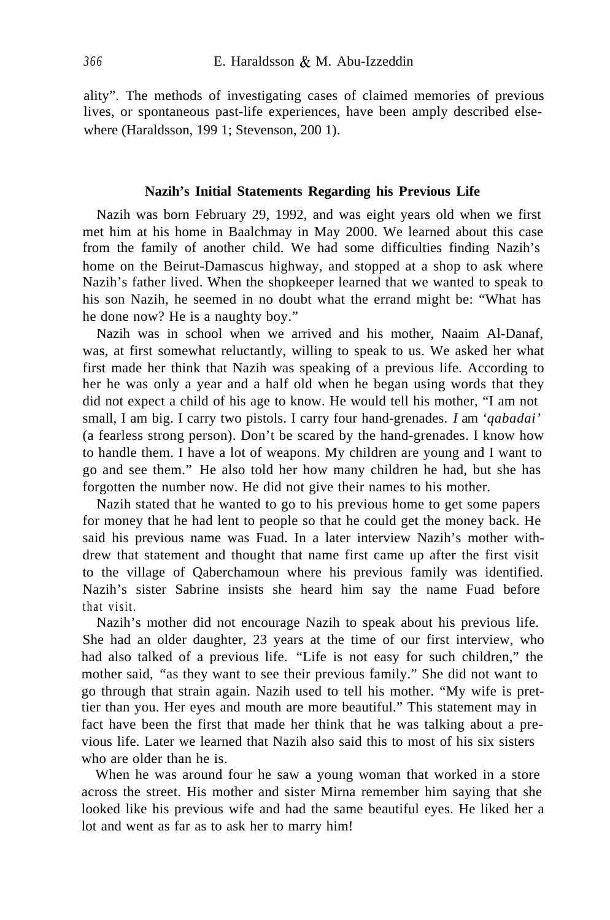ality". The methods of investigating cases of claimed memories of previous lives, or spontaneous past-life experiences, have been amply described elsewhere (Haraldsson, 1991; Stevenson, 2001).

### Nazih's Initial Statements Regarding his Previous Life

Nazih was born February 29, 1992, and was eight years old when we first met him at his home in Baalchmay in May 2000. We learned about this case from the family of another child. We had some difficulties finding Nazih's home on the Beirut-Damascus highway, and stopped at a shop to ask where Nazih's father lived. When the shopkeeper learned that we wanted to speak to his son Nazih, he seemed in no doubt what the errand might be: "What has he done now? He is a naughty boy."

Nazih was in school when we arrived and his mother, Naaim Al-Danaf, was, at first somewhat reluctantly, willing to speak to us. We asked her what first made her think that Nazih was speaking of a previous life. According to her he was only a year and a half old when he began using words that they did not expect a child of his age to know. He would tell his mother, "I am not small, I am big. I carry two pistols. I carry four hand-grenades. *I* am *'qabadai'* (a fearless strong person). Don't be scared by the hand-grenades. I know how to handle them. I have a lot of weapons. My children are young and I want to go and see them." He also told her how many children he had, but she has forgotten the number now. He did not give their names to his mother.

Nazih stated that he wanted to go to his previous home to get some papers for money that he had lent to people so that he could get the money back. He said his previous name was Fuad. In a later interview Nazih's mother withdrew that statement and thought that name first came up after the first visit to the village of Qaberchamoun where his previous family was identified. Nazih's sister Sabrine insists she heard him say the name Fuad before that visit.

Nazih's mother did not encourage Nazih to speak about his previous life. She had an older daughter, 23 years at the time of our first interview, who had also talked of a previous life. "Life is not easy for such children," the mother said, "as they want to see their previous family." She did not want to go through that strain again. Nazih used to tell his mother. "My wife is prettier than you. Her eyes and mouth are more beautiful." This statement may in fact have been the first that made her think that he was talking about a previous life. Later we learned that Nazih also said this to most of his six sisters who are older than he is.

When he was around four he saw a young woman that worked in a store across the street. His mother and sister Mirna remember him saying that she looked like his previous wife and had the same beautiful eyes. He liked her a lot and went as far as to ask her to marry him!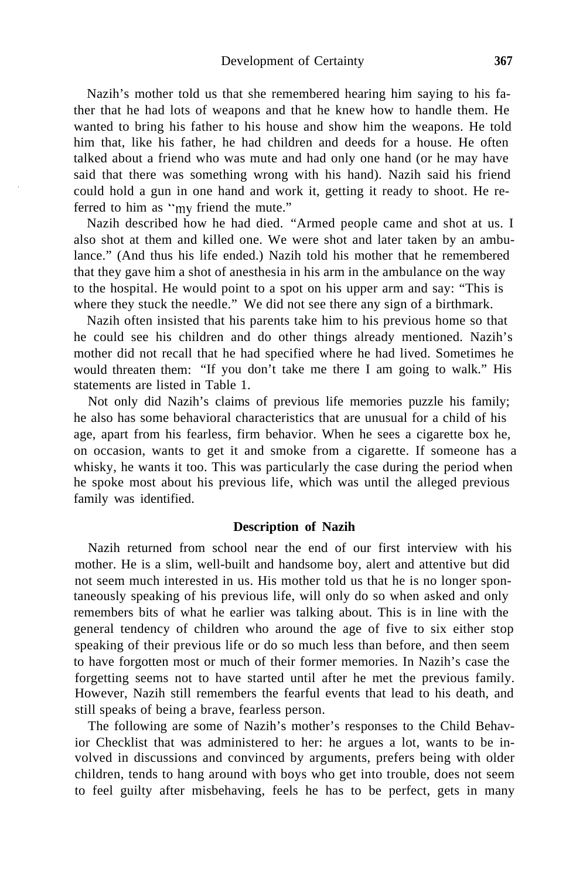Nazih's mother told us that she remembered hearing him saying to his father that he had lots of weapons and that he knew how to handle them. He wanted to bring his father to his house and show him the weapons. He told him that, like his father, he had children and deeds for a house. He often talked about a friend who was mute and had only one hand (or he may have said that there was something wrong with his hand). Nazih said his friend could hold a gun in one hand and work it, getting it ready to shoot. He referred to him as "my friend the mute."

Nazih described how he had died. "Armed people came and shot at us. I also shot at them and killed one. We were shot and later taken by an ambulance." (And thus his life ended.) Nazih told his mother that he remembered that they gave him a shot of anesthesia in his arm in the ambulance on the way to the hospital. He would point to a spot on his upper arm and say: "This is where they stuck the needle." We did not see there any sign of a birthmark.

Nazih often insisted that his parents take him to his previous home so that he could see his children and do other things already mentioned. Nazih's mother did not recall that he had specified where he had lived. Sometimes he would threaten them: "If you don't take me there I am going to walk." His statements are listed in Table 1.

Not only did Nazih's claims of previous life memories puzzle his family; he also has some behavioral characteristics that are unusual for a child of his age, apart from his fearless, firm behavior. When he sees a cigarette box he, on occasion, wants to get it and smoke from a cigarette. If someone has a whisky, he wants it too. This was particularly the case during the period when he spoke most about his previous life, which was until the alleged previous family was identified.

### Description of Nazih

Nazih returned from school near the end of our first interview with his mother. He is a slim, well-built and handsome boy, alert and attentive but did not seem much interested in us. His mother told us that he is no longer spontaneously speaking of his previous life, will only do so when asked and only remembers bits of what he earlier was talking about. This is in line with the general tendency of children who around the age of five to six either stop speaking of their previous life or do so much less than before, and then seem to have forgotten most or much of their former memories. In Nazih's case the forgetting seems not to have started until after he met the previous family. However, Nazih still remembers the fearful events that lead to his death, and still speaks of being a brave, fearless person.

The following are some of Nazih's mother's responses to the Child Behavior Checklist that was administered to her: he argues a lot, wants to be involved in discussions and convinced by arguments, prefers being with older children, tends to hang around with boys who get into trouble, does not seem to feel guilty after misbehaving, feels he has to be perfect, gets in many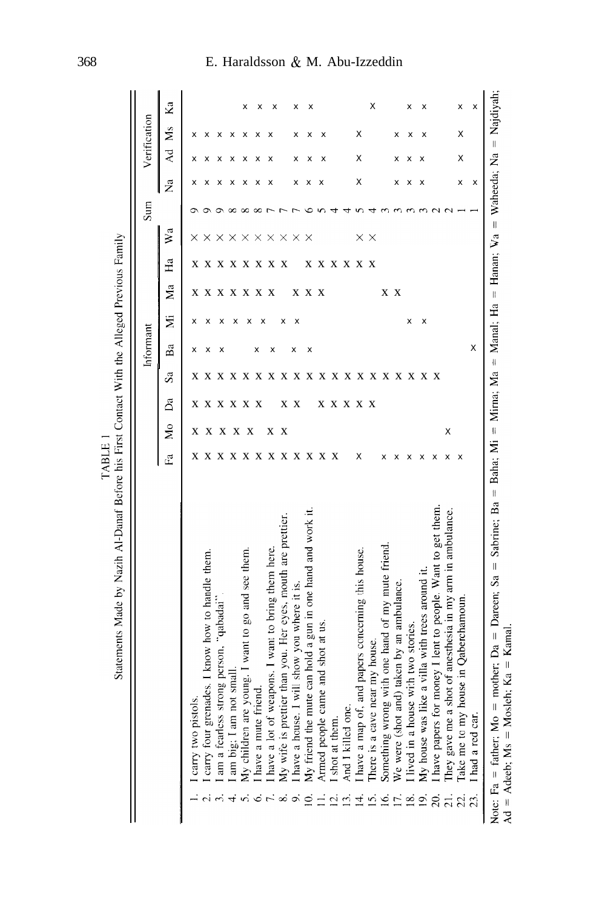TABLE 1

Statements Made by Nazih Al-Danaf Before his First Contact With the Alleged Previous Family

| | | Informant | | | | | | | | | Sum | Verification | | | |
|---|---|---|---|---|---|---|---|---|---|---|---|---|---|---|---|
| | | Fa | Mo | Da | Sa | Ba | Mi | Ma | Ha | Wa | | Na | Ad | Ms | Ka |
| 1. | I carry two pistols. | X | X | X | X | x | x | X | X | X | 9 | x | x | x | |
| 2. | I carry four grenades. I know how to handle them. | X | X | X | X | x | x | X | X | X | 9 | x | x | x | |
| 3. | I am a fearless strong person, "qabadai". | X | X | X | X | x | x | X | X | X | 9 | x | x | x | |
| 4. | I am big; I am not small. | X | X | X | X | | x | X | X | X | 8 | x | x | x | |
| 5. | My children are young. I want to go and see them. | X | X | X | X | | x | X | X | X | 8 | x | x | x | x |
| 6. | I have a mute friend. | X | | X | X | x | x | X | X | X | 8 | x | x | x | x |
| 7. | I have a lot of weapons. I want to bring them here. | X | X | | X | x | | X | X | X | 7 | x | x | x | x |
| 8. | My wife is prettier than you. Her eyes, mouth are prettier. | X | X | X | X | | x | | X | X | 7 | | | | |
| 9. | I have a house. I will show you where it is. | X | | X | X | x | x | X | | X | 7 | x | x | x | x |
| 10. | My friend the mute can hold a gun in one hand and work it. | X | | | X | x | | X | X | X | 6 | x | x | x | x |
| 11. | Armed people came and shot at us. | X | | X | X | | | X | X | | 5 | x | x | x | |
| 12. | I shot at them. | X | | X | X | | | | X | | 4 | | | | |
| 13. | And I killed one. | X | | X | X | | | | X | | 4 | | | | |
| 14. | I have a map of, and papers concerning this house. | X | | X | X | | | | X | X | 5 | X | X | X | |
| 15. | There is a cave near my house. | | | X | X | | | | X | X | 4 | | | | X |
| 16. | Something wrong with one hand of my mute friend. | x | | | X | | | X | | | 3 | | | | |
| 17. | We were (shot and) taken by an ambulance. | x | | | X | | | X | | | 3 | x | x | x | |
| 18. | I lived in a house with two stories. | x | | | X | | x | | | | 3 | x | x | x | x |
| 19. | My house was like a villa with trees around it. | x | | | X | | x | | | | 3 | x | x | x | x |
| 20. | I have papers for money I lent to people. Want to get them. | x | | | X | | | | | | 2 | | | | |
| 21. | They gave me a shot of anesthesia in my arm in ambulance. | x | X | | | | | | | | 2 | | | | |
| 22. | Take me to my house in Qaberchamoun. | x | | | | | | | | | 1 | x | X | X | x |
| 23. | I had a red car. | | | | | X | | | | | 1 | x | | | x |

Note: Fa = father; Mo = mother; Da = Dareen; Sa = Sabrine; Ba = Baha; Mi = Mirna; Ma = Manal; Ha = Hanan; Wa = Waheeda; Na = Najdiyah; Ad = Adeeb; Ms = Mosleh; Ka = Kamal.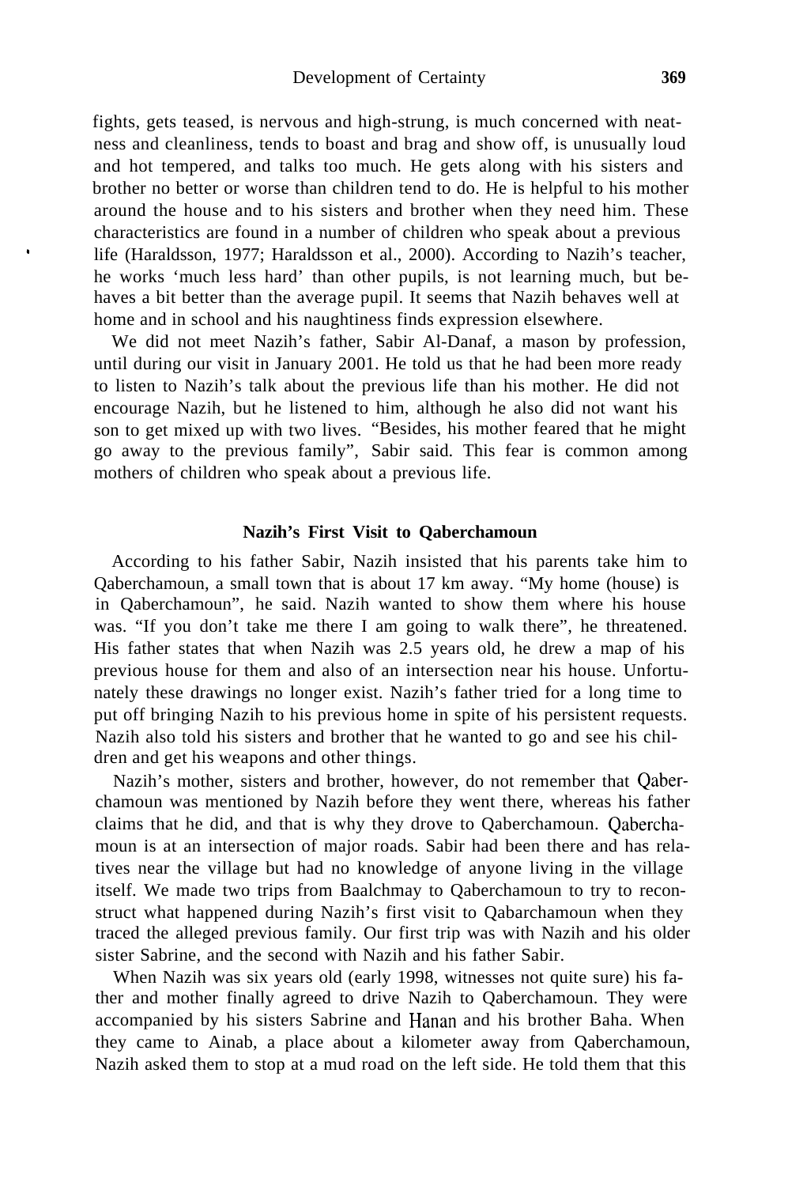fights, gets teased, is nervous and high-strung, is much concerned with neatness and cleanliness, tends to boast and brag and show off, is unusually loud and hot tempered, and talks too much. He gets along with his sisters and brother no better or worse than children tend to do. He is helpful to his mother around the house and to his sisters and brother when they need him. These characteristics are found in a number of children who speak about a previous life (Haraldsson, 1977; Haraldsson et al., 2000). According to Nazih's teacher, he works 'much less hard' than other pupils, is not learning much, but behaves a bit better than the average pupil. It seems that Nazih behaves well at home and in school and his naughtiness finds expression elsewhere.

We did not meet Nazih's father, Sabir Al-Danaf, a mason by profession, until during our visit in January 2001. He told us that he had been more ready to listen to Nazih's talk about the previous life than his mother. He did not encourage Nazih, but he listened to him, although he also did not want his son to get mixed up with two lives. "Besides, his mother feared that he might go away to the previous family", Sabir said. This fear is common among mothers of children who speak about a previous life.

### Nazih's First Visit to Qaberchamoun

According to his father Sabir, Nazih insisted that his parents take him to Qaberchamoun, a small town that is about 17 km away. "My home (house) is in Qaberchamoun", he said. Nazih wanted to show them where his house was. "If you don't take me there I am going to walk there", he threatened. His father states that when Nazih was 2.5 years old, he drew a map of his previous house for them and also of an intersection near his house. Unfortunately these drawings no longer exist. Nazih's father tried for a long time to put off bringing Nazih to his previous home in spite of his persistent requests. Nazih also told his sisters and brother that he wanted to go and see his children and get his weapons and other things.

Nazih's mother, sisters and brother, however, do not remember that Qaberchamoun was mentioned by Nazih before they went there, whereas his father claims that he did, and that is why they drove to Qaberchamoun. Qaberchamoun is at an intersection of major roads. Sabir had been there and has relatives near the village but had no knowledge of anyone living in the village itself. We made two trips from Baalchmay to Qaberchamoun to try to reconstruct what happened during Nazih's first visit to Qabarchamoun when they traced the alleged previous family. Our first trip was with Nazih and his older sister Sabrine, and the second with Nazih and his father Sabir.

When Nazih was six years old (early 1998, witnesses not quite sure) his father and mother finally agreed to drive Nazih to Qaberchamoun. They were accompanied by his sisters Sabrine and Hanan and his brother Baha. When they came to Ainab, a place about a kilometer away from Qaberchamoun, Nazih asked them to stop at a mud road on the left side. He told them that this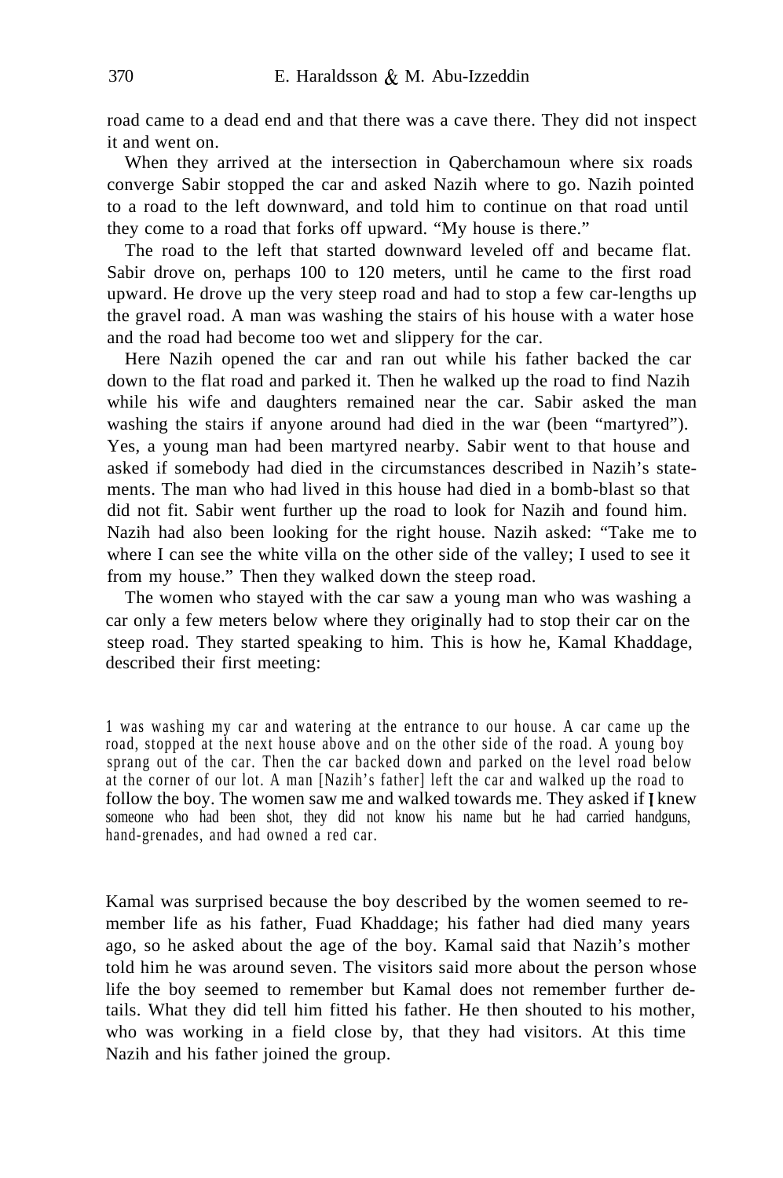road came to a dead end and that there was a cave there. They did not inspect it and went on.

When they arrived at the intersection in Qaberchamoun where six roads converge Sabir stopped the car and asked Nazih where to go. Nazih pointed to a road to the left downward, and told him to continue on that road until they come to a road that forks off upward. "My house is there."

The road to the left that started downward leveled off and became flat. Sabir drove on, perhaps 100 to 120 meters, until he came to the first road upward. He drove up the very steep road and had to stop a few car-lengths up the gravel road. A man was washing the stairs of his house with a water hose and the road had become too wet and slippery for the car.

Here Nazih opened the car and ran out while his father backed the car down to the flat road and parked it. Then he walked up the road to find Nazih while his wife and daughters remained near the car. Sabir asked the man washing the stairs if anyone around had died in the war (been "martyred"). Yes, a young man had been martyred nearby. Sabir went to that house and asked if somebody had died in the circumstances described in Nazih's statements. The man who had lived in this house had died in a bomb-blast so that did not fit. Sabir went further up the road to look for Nazih and found him. Nazih had also been looking for the right house. Nazih asked: "Take me to where I can see the white villa on the other side of the valley; I used to see it from my house." Then they walked down the steep road.

The women who stayed with the car saw a young man who was washing a car only a few meters below where they originally had to stop their car on the steep road. They started speaking to him. This is how he, Kamal Khaddage, described their first meeting:

> I was washing my car and watering at the entrance to our house. A car came up the road, stopped at the next house above and on the other side of the road. A young boy sprang out of the car. Then the car backed down and parked on the level road below at the corner of our lot. A man [Nazih's father] left the car and walked up the road to follow the boy. The women saw me and walked towards me. They asked if I knew someone who had been shot, they did not know his name but he had carried handguns, hand-grenades, and had owned a red car.

Kamal was surprised because the boy described by the women seemed to remember life as his father, Fuad Khaddage; his father had died many years ago, so he asked about the age of the boy. Kamal said that Nazih's mother told him he was around seven. The visitors said more about the person whose life the boy seemed to remember but Kamal does not remember further details. What they did tell him fitted his father. He then shouted to his mother, who was working in a field close by, that they had visitors. At this time Nazih and his father joined the group.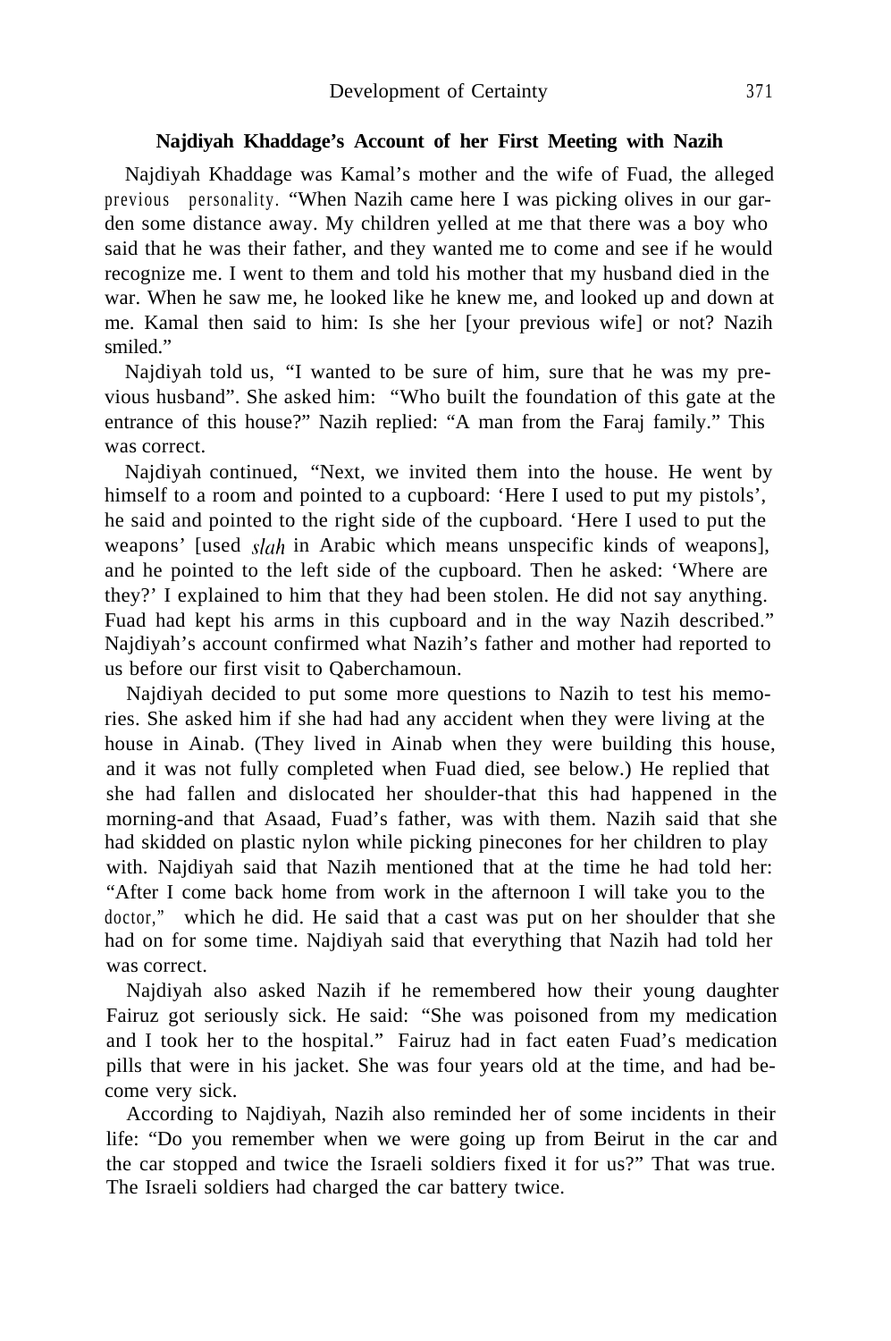**Najdiyah Khaddage's Account of her First Meeting with Nazih**

Najdiyah Khaddage was Kamal's mother and the wife of Fuad, the alleged previous personality. "When Nazih came here I was picking olives in our garden some distance away. My children yelled at me that there was a boy who said that he was their father, and they wanted me to come and see if he would recognize me. I went to them and told his mother that my husband died in the war. When he saw me, he looked like he knew me, and looked up and down at me. Kamal then said to him: Is she her [your previous wife] or not? Nazih smiled."

Najdiyah told us, "I wanted to be sure of him, sure that he was my previous husband". She asked him: "Who built the foundation of this gate at the entrance of this house?" Nazih replied: "A man from the Faraj family." This was correct.

Najdiyah continued, "Next, we invited them into the house. He went by himself to a room and pointed to a cupboard: 'Here I used to put my pistols', he said and pointed to the right side of the cupboard. 'Here I used to put the weapons' [used *slah* in Arabic which means unspecific kinds of weapons], and he pointed to the left side of the cupboard. Then he asked: 'Where are they?' I explained to him that they had been stolen. He did not say anything. Fuad had kept his arms in this cupboard and in the way Nazih described." Najdiyah's account confirmed what Nazih's father and mother had reported to us before our first visit to Qaberchamoun.

Najdiyah decided to put some more questions to Nazih to test his memories. She asked him if she had had any accident when they were living at the house in Ainab. (They lived in Ainab when they were building this house, and it was not fully completed when Fuad died, see below.) He replied that she had fallen and dislocated her shoulder-that this had happened in the morning-and that Asaad, Fuad's father, was with them. Nazih said that she had skidded on plastic nylon while picking pinecones for her children to play with. Najdiyah said that Nazih mentioned that at the time he had told her: "After I come back home from work in the afternoon I will take you to the doctor," which he did. He said that a cast was put on her shoulder that she had on for some time. Najdiyah said that everything that Nazih had told her was correct.

Najdiyah also asked Nazih if he remembered how their young daughter Fairuz got seriously sick. He said: "She was poisoned from my medication and I took her to the hospital." Fairuz had in fact eaten Fuad's medication pills that were in his jacket. She was four years old at the time, and had become very sick.

According to Najdiyah, Nazih also reminded her of some incidents in their life: "Do you remember when we were going up from Beirut in the car and the car stopped and twice the Israeli soldiers fixed it for us?" That was true. The Israeli soldiers had charged the car battery twice.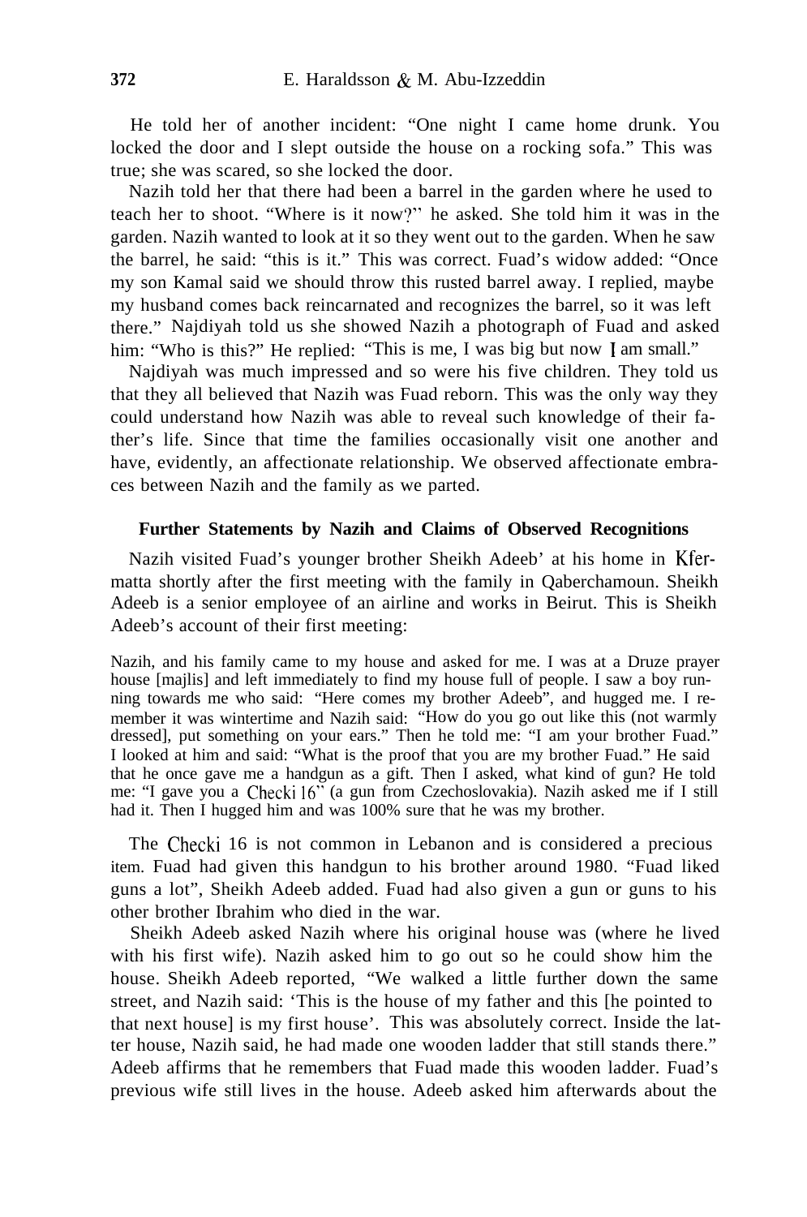He told her of another incident: "One night I came home drunk. You locked the door and I slept outside the house on a rocking sofa." This was true; she was scared, so she locked the door.

Nazih told her that there had been a barrel in the garden where he used to teach her to shoot. "Where is it now?" he asked. She told him it was in the garden. Nazih wanted to look at it so they went out to the garden. When he saw the barrel, he said: "this is it." This was correct. Fuad's widow added: "Once my son Kamal said we should throw this rusted barrel away. I replied, maybe my husband comes back reincarnated and recognizes the barrel, so it was left there." Najdiyah told us she showed Nazih a photograph of Fuad and asked him: "Who is this?" He replied: "This is me, I was big but now I am small."

Najdiyah was much impressed and so were his five children. They told us that they all believed that Nazih was Fuad reborn. This was the only way they could understand how Nazih was able to reveal such knowledge of their father's life. Since that time the families occasionally visit one another and have, evidently, an affectionate relationship. We observed affectionate embraces between Nazih and the family as we parted.

### Further Statements by Nazih and Claims of Observed Recognitions

Nazih visited Fuad's younger brother Sheikh Adeeb' at his home in Kfermatta shortly after the first meeting with the family in Qaberchamoun. Sheikh Adeeb is a senior employee of an airline and works in Beirut. This is Sheikh Adeeb's account of their first meeting:

> Nazih, and his family came to my house and asked for me. I was at a Druze prayer house [majlis] and left immediately to find my house full of people. I saw a boy running towards me who said: "Here comes my brother Adeeb", and hugged me. I remember it was wintertime and Nazih said: "How do you go out like this (not warmly dressed], put something on your ears." Then he told me: "I am your brother Fuad." I looked at him and said: "What is the proof that you are my brother Fuad." He said that he once gave me a handgun as a gift. Then I asked, what kind of gun? He told me: "I gave you a Checki 16" (a gun from Czechoslovakia). Nazih asked me if I still had it. Then I hugged him and was 100% sure that he was my brother.

The Checki 16 is not common in Lebanon and is considered a precious item. Fuad had given this handgun to his brother around 1980. "Fuad liked guns a lot", Sheikh Adeeb added. Fuad had also given a gun or guns to his other brother Ibrahim who died in the war.

Sheikh Adeeb asked Nazih where his original house was (where he lived with his first wife). Nazih asked him to go out so he could show him the house. Sheikh Adeeb reported, "We walked a little further down the same street, and Nazih said: 'This is the house of my father and this [he pointed to that next house] is my first house'. This was absolutely correct. Inside the latter house, Nazih said, he had made one wooden ladder that still stands there." Adeeb affirms that he remembers that Fuad made this wooden ladder. Fuad's previous wife still lives in the house. Adeeb asked him afterwards about the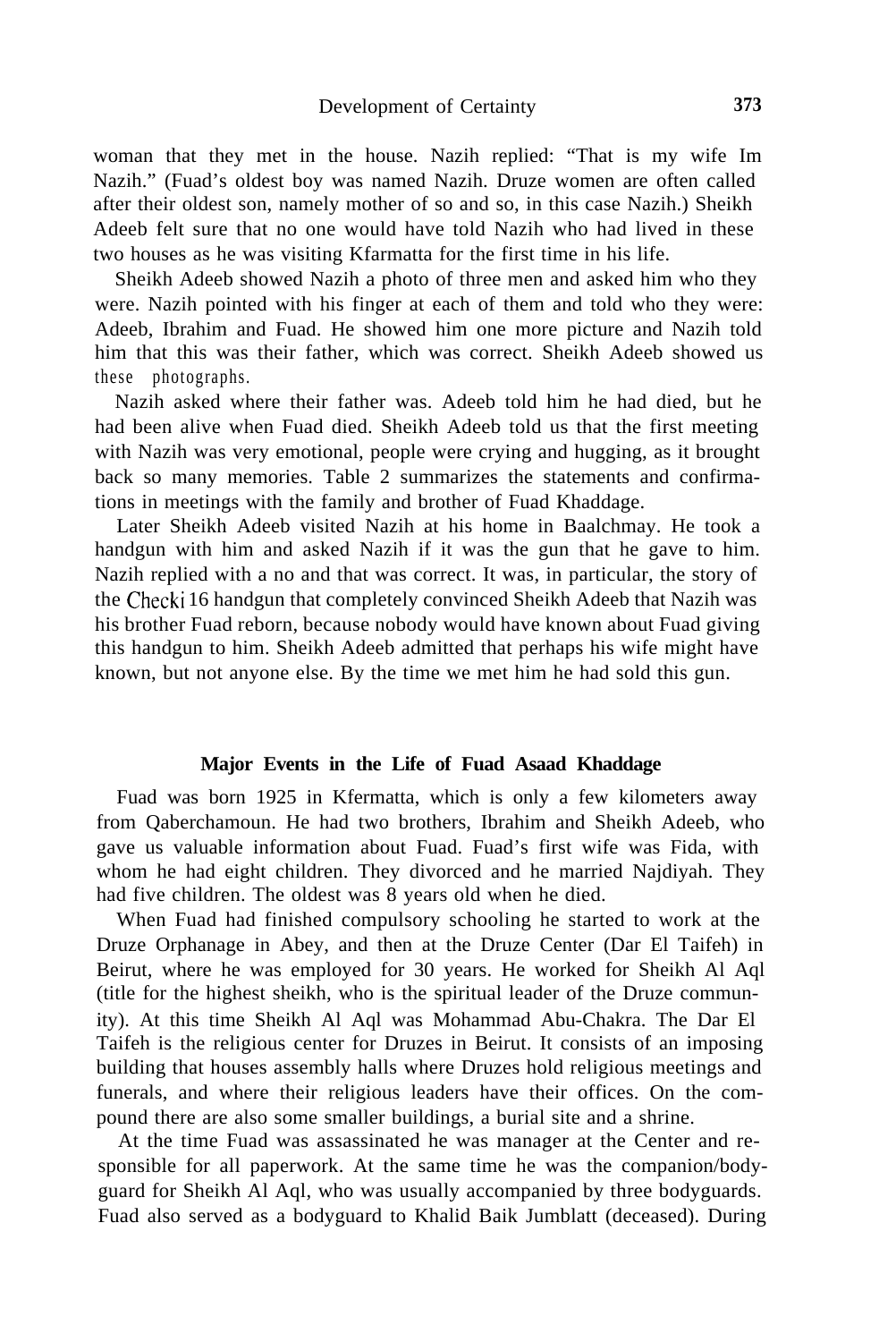woman that they met in the house. Nazih replied: "That is my wife Im Nazih." (Fuad's oldest boy was named Nazih. Druze women are often called after their oldest son, namely mother of so and so, in this case Nazih.) Sheikh Adeeb felt sure that no one would have told Nazih who had lived in these two houses as he was visiting Kfarmatta for the first time in his life.

Sheikh Adeeb showed Nazih a photo of three men and asked him who they were. Nazih pointed with his finger at each of them and told who they were: Adeeb, Ibrahim and Fuad. He showed him one more picture and Nazih told him that this was their father, which was correct. Sheikh Adeeb showed us these photographs.

Nazih asked where their father was. Adeeb told him he had died, but he had been alive when Fuad died. Sheikh Adeeb told us that the first meeting with Nazih was very emotional, people were crying and hugging, as it brought back so many memories. Table 2 summarizes the statements and confirmations in meetings with the family and brother of Fuad Khaddage.

Later Sheikh Adeeb visited Nazih at his home in Baalchmay. He took a handgun with him and asked Nazih if it was the gun that he gave to him. Nazih replied with a no and that was correct. It was, in particular, the story of the Checki 16 handgun that completely convinced Sheikh Adeeb that Nazih was his brother Fuad reborn, because nobody would have known about Fuad giving this handgun to him. Sheikh Adeeb admitted that perhaps his wife might have known, but not anyone else. By the time we met him he had sold this gun.

### Major Events in the Life of Fuad Asaad Khaddage

Fuad was born 1925 in Kfermatta, which is only a few kilometers away from Qaberchamoun. He had two brothers, Ibrahim and Sheikh Adeeb, who gave us valuable information about Fuad. Fuad's first wife was Fida, with whom he had eight children. They divorced and he married Najdiyah. They had five children. The oldest was 8 years old when he died.

When Fuad had finished compulsory schooling he started to work at the Druze Orphanage in Abey, and then at the Druze Center (Dar El Taifeh) in Beirut, where he was employed for 30 years. He worked for Sheikh Al Aql (title for the highest sheikh, who is the spiritual leader of the Druze community). At this time Sheikh Al Aql was Mohammad Abu-Chakra. The Dar El Taifeh is the religious center for Druzes in Beirut. It consists of an imposing building that houses assembly halls where Druzes hold religious meetings and funerals, and where their religious leaders have their offices. On the compound there are also some smaller buildings, a burial site and a shrine.

At the time Fuad was assassinated he was manager at the Center and responsible for all paperwork. At the same time he was the companion/bodyguard for Sheikh Al Aql, who was usually accompanied by three bodyguards. Fuad also served as a bodyguard to Khalid Baik Jumblatt (deceased). During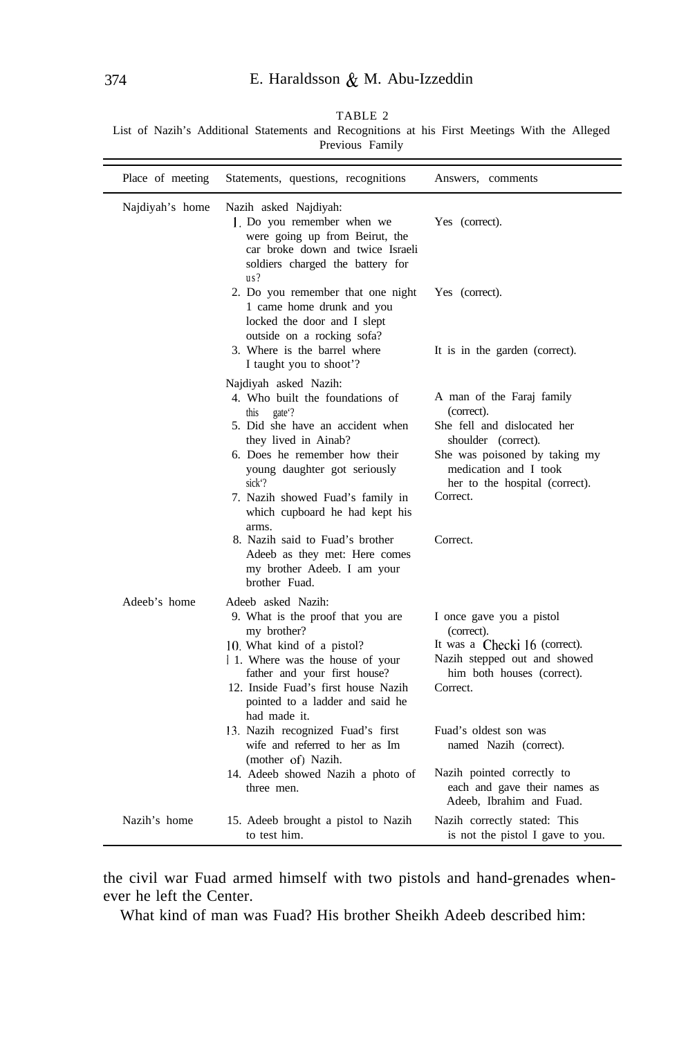TABLE 2

List of Nazih's Additional Statements and Recognitions at his First Meetings With the Alleged Previous Family

| Place of meeting | Statements, questions, recognitions | Answers, comments |
|---|---|---|
| Najdiyah's home | Nazih asked Najdiyah: | |
| | 1. Do you remember when we were going up from Beirut, the car broke down and twice Israeli soldiers charged the battery for us? | Yes (correct). |
| | 2. Do you remember that one night I came home drunk and you locked the door and I slept outside on a rocking sofa? | Yes (correct). |
| | 3. Where is the barrel where I taught you to shoot? | It is in the garden (correct). |
| | Najdiyah asked Nazih: | |
| | 4. Who built the foundations of this gate? | A man of the Faraj family (correct). |
| | 5. Did she have an accident when they lived in Ainab? | She fell and dislocated her shoulder (correct). |
| | 6. Does he remember how their young daughter got seriously sick? | She was poisoned by taking my medication and I took her to the hospital (correct). |
| | 7. Nazih showed Fuad's family in which cupboard he had kept his arms. | Correct. |
| | 8. Nazih said to Fuad's brother Adeeb as they met: Here comes my brother Adeeb. I am your brother Fuad. | Correct. |
| Adeeb's home | Adeeb asked Nazih: | |
| | 9. What is the proof that you are my brother? | I once gave you a pistol (correct). |
| | 10. What kind of a pistol? | It was a Checki 16 (correct). |
| | 11. Where was the house of your father and your first house? | Nazih stepped out and showed him both houses (correct). |
| | 12. Inside Fuad's first house Nazih pointed to a ladder and said he had made it. | Correct. |
| | 13. Nazih recognized Fuad's first wife and referred to her as Im (mother of) Nazih. | Fuad's oldest son was named Nazih (correct). |
| | 14. Adeeb showed Nazih a photo of three men. | Nazih pointed correctly to each and gave their names as Adeeb, Ibrahim and Fuad. |
| Nazih's home | 15. Adeeb brought a pistol to Nazih to test him. | Nazih correctly stated: This is not the pistol I gave to you. |

the civil war Fuad armed himself with two pistols and hand-grenades whenever he left the Center.

What kind of man was Fuad? His brother Sheikh Adeeb described him: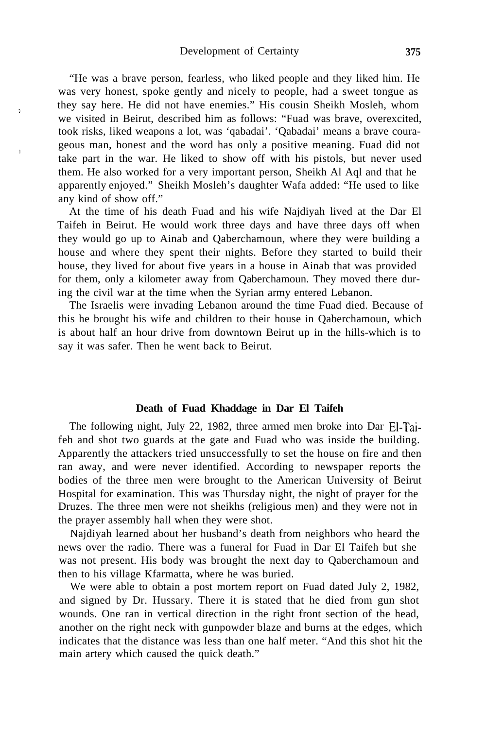"He was a brave person, fearless, who liked people and they liked him. He was very honest, spoke gently and nicely to people, had a sweet tongue as they say here. He did not have enemies." His cousin Sheikh Mosleh, whom we visited in Beirut, described him as follows: "Fuad was brave, overexcited, took risks, liked weapons a lot, was 'qabadai'. 'Qabadai' means a brave courageous man, honest and the word has only a positive meaning. Fuad did not take part in the war. He liked to show off with his pistols, but never used them. He also worked for a very important person, Sheikh Al Aql and that he apparently enjoyed." Sheikh Mosleh's daughter Wafa added: "He used to like any kind of show off."

At the time of his death Fuad and his wife Najdiyah lived at the Dar El Taifeh in Beirut. He would work three days and have three days off when they would go up to Ainab and Qaberchamoun, where they were building a house and where they spent their nights. Before they started to build their house, they lived for about five years in a house in Ainab that was provided for them, only a kilometer away from Qaberchamoun. They moved there during the civil war at the time when the Syrian army entered Lebanon.

The Israelis were invading Lebanon around the time Fuad died. Because of this he brought his wife and children to their house in Qaberchamoun, which is about half an hour drive from downtown Beirut up in the hills-which is to say it was safer. Then he went back to Beirut.

## Death of Fuad Khaddage in Dar El Taifeh

The following night, July 22, 1982, three armed men broke into Dar El-Taifeh and shot two guards at the gate and Fuad who was inside the building. Apparently the attackers tried unsuccessfully to set the house on fire and then ran away, and were never identified. According to newspaper reports the bodies of the three men were brought to the American University of Beirut Hospital for examination. This was Thursday night, the night of prayer for the Druzes. The three men were not sheikhs (religious men) and they were not in the prayer assembly hall when they were shot.

Najdiyah learned about her husband's death from neighbors who heard the news over the radio. There was a funeral for Fuad in Dar El Taifeh but she was not present. His body was brought the next day to Qaberchamoun and then to his village Kfarmatta, where he was buried.

We were able to obtain a post mortem report on Fuad dated July 2, 1982, and signed by Dr. Hussary. There it is stated that he died from gun shot wounds. One ran in vertical direction in the right front section of the head, another on the right neck with gunpowder blaze and burns at the edges, which indicates that the distance was less than one half meter. "And this shot hit the main artery which caused the quick death."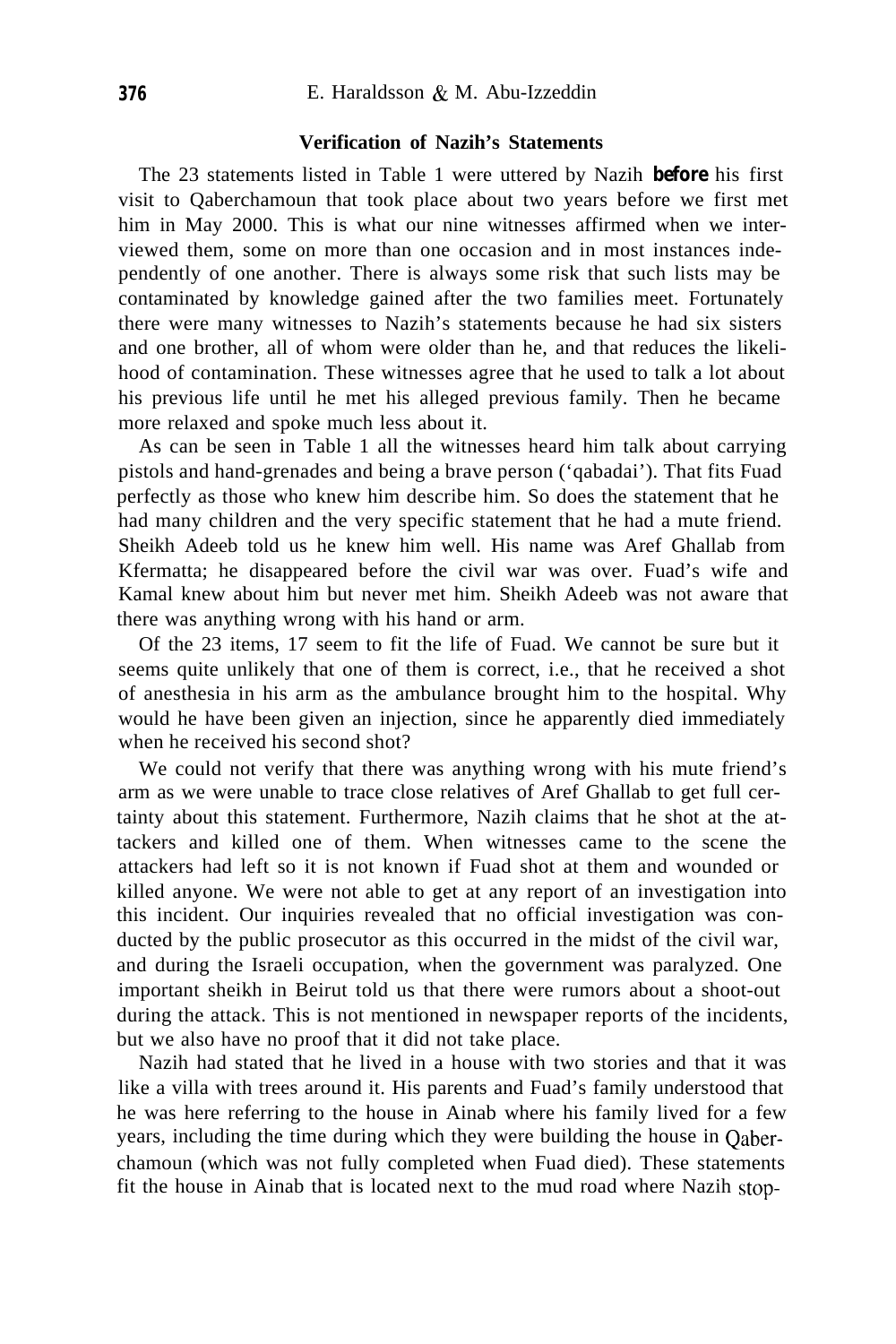### Verification of Nazih's Statements

The 23 statements listed in Table 1 were uttered by Nazih **before** his first visit to Qaberchamoun that took place about two years before we first met him in May 2000. This is what our nine witnesses affirmed when we interviewed them, some on more than one occasion and in most instances independently of one another. There is always some risk that such lists may be contaminated by knowledge gained after the two families meet. Fortunately there were many witnesses to Nazih's statements because he had six sisters and one brother, all of whom were older than he, and that reduces the likelihood of contamination. These witnesses agree that he used to talk a lot about his previous life until he met his alleged previous family. Then he became more relaxed and spoke much less about it.

As can be seen in Table 1 all the witnesses heard him talk about carrying pistols and hand-grenades and being a brave person ('qabadai'). That fits Fuad perfectly as those who knew him describe him. So does the statement that he had many children and the very specific statement that he had a mute friend. Sheikh Adeeb told us he knew him well. His name was Aref Ghallab from Kfermatta; he disappeared before the civil war was over. Fuad's wife and Kamal knew about him but never met him. Sheikh Adeeb was not aware that there was anything wrong with his hand or arm.

Of the 23 items, 17 seem to fit the life of Fuad. We cannot be sure but it seems quite unlikely that one of them is correct, i.e., that he received a shot of anesthesia in his arm as the ambulance brought him to the hospital. Why would he have been given an injection, since he apparently died immediately when he received his second shot?

We could not verify that there was anything wrong with his mute friend's arm as we were unable to trace close relatives of Aref Ghallab to get full certainty about this statement. Furthermore, Nazih claims that he shot at the attackers and killed one of them. When witnesses came to the scene the attackers had left so it is not known if Fuad shot at them and wounded or killed anyone. We were not able to get at any report of an investigation into this incident. Our inquiries revealed that no official investigation was conducted by the public prosecutor as this occurred in the midst of the civil war, and during the Israeli occupation, when the government was paralyzed. One important sheikh in Beirut told us that there were rumors about a shoot-out during the attack. This is not mentioned in newspaper reports of the incidents, but we also have no proof that it did not take place.

Nazih had stated that he lived in a house with two stories and that it was like a villa with trees around it. His parents and Fuad's family understood that he was here referring to the house in Ainab where his family lived for a few years, including the time during which they were building the house in Qaberchamoun (which was not fully completed when Fuad died). These statements fit the house in Ainab that is located next to the mud road where Nazih stop-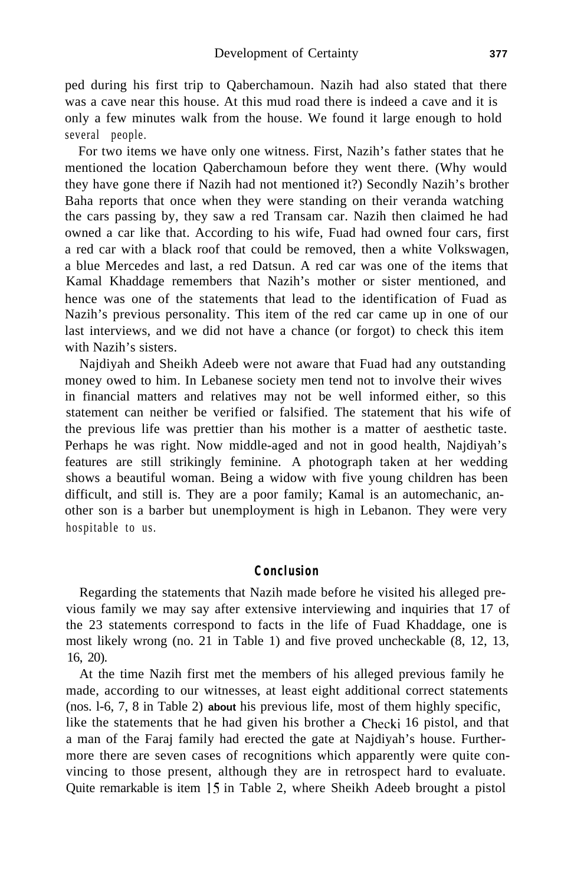ped during his first trip to Qaberchamoun. Nazih had also stated that there was a cave near this house. At this mud road there is indeed a cave and it is only a few minutes walk from the house. We found it large enough to hold several people.

For two items we have only one witness. First, Nazih's father states that he mentioned the location Qaberchamoun before they went there. (Why would they have gone there if Nazih had not mentioned it?) Secondly Nazih's brother Baha reports that once when they were standing on their veranda watching the cars passing by, they saw a red Transam car. Nazih then claimed he had owned a car like that. According to his wife, Fuad had owned four cars, first a red car with a black roof that could be removed, then a white Volkswagen, a blue Mercedes and last, a red Datsun. A red car was one of the items that Kamal Khaddage remembers that Nazih's mother or sister mentioned, and hence was one of the statements that lead to the identification of Fuad as Nazih's previous personality. This item of the red car came up in one of our last interviews, and we did not have a chance (or forgot) to check this item with Nazih's sisters.

Najdiyah and Sheikh Adeeb were not aware that Fuad had any outstanding money owed to him. In Lebanese society men tend not to involve their wives in financial matters and relatives may not be well informed either, so this statement can neither be verified or falsified. The statement that his wife of the previous life was prettier than his mother is a matter of aesthetic taste. Perhaps he was right. Now middle-aged and not in good health, Najdiyah's features are still strikingly feminine. A photograph taken at her wedding shows a beautiful woman. Being a widow with five young children has been difficult, and still is. They are a poor family; Kamal is an automechanic, another son is a barber but unemployment is high in Lebanon. They were very hospitable to us.

## Conclusion

Regarding the statements that Nazih made before he visited his alleged previous family we may say after extensive interviewing and inquiries that 17 of the 23 statements correspond to facts in the life of Fuad Khaddage, one is most likely wrong (no. 21 in Table 1) and five proved uncheckable (8, 12, 13, 16, 20).

At the time Nazih first met the members of his alleged previous family he made, according to our witnesses, at least eight additional correct statements (nos. l-6, 7, 8 in Table 2) about his previous life, most of them highly specific, like the statements that he had given his brother a Checki 16 pistol, and that a man of the Faraj family had erected the gate at Najdiyah's house. Furthermore there are seven cases of recognitions which apparently were quite convincing to those present, although they are in retrospect hard to evaluate. Quite remarkable is item 15 in Table 2, where Sheikh Adeeb brought a pistol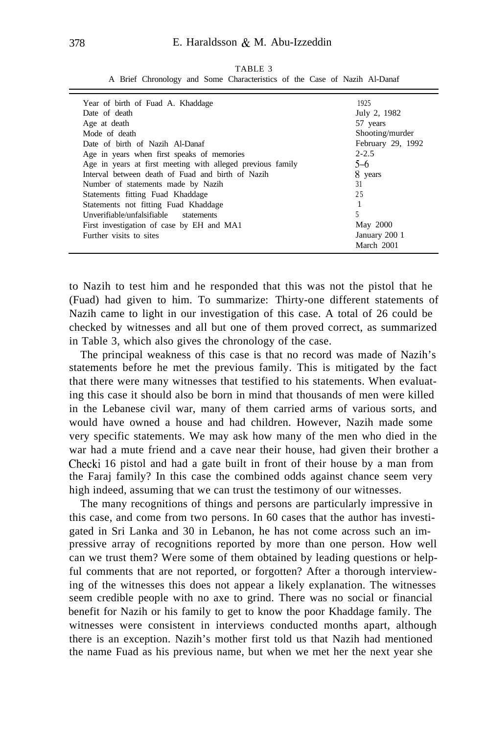TABLE 3

A Brief Chronology and Some Characteristics of the Case of Nazih Al-Danaf

| | |
|---|---|
| Year of birth of Fuad A. Khaddage | 1925 |
| Date of death | July 2, 1982 |
| Age at death | 57 years |
| Mode of death | Shooting/murder |
| Date of birth of Nazih Al-Danaf | February 29, 1992 |
| Age in years when first speaks of memories | 2-2.5 |
| Age in years at first meeting with alleged previous family | 5-6 |
| Interval between death of Fuad and birth of Nazih | 8 years |
| Number of statements made by Nazih | 31 |
| Statements fitting Fuad Khaddage | 25 |
| Statements not fitting Fuad Khaddage | 1 |
| Unverifiable/unfalsifiable statements | 5 |
| First investigation of case by EH and MA1 | May 2000 |
| Further visits to sites | January 200 1<br>March 2001 |

to Nazih to test him and he responded that this was not the pistol that he (Fuad) had given to him. To summarize: Thirty-one different statements of Nazih came to light in our investigation of this case. A total of 26 could be checked by witnesses and all but one of them proved correct, as summarized in Table 3, which also gives the chronology of the case.

The principal weakness of this case is that no record was made of Nazih's statements before he met the previous family. This is mitigated by the fact that there were many witnesses that testified to his statements. When evaluating this case it should also be born in mind that thousands of men were killed in the Lebanese civil war, many of them carried arms of various sorts, and would have owned a house and had children. However, Nazih made some very specific statements. We may ask how many of the men who died in the war had a mute friend and a cave near their house, had given their brother a Checki 16 pistol and had a gate built in front of their house by a man from the Faraj family? In this case the combined odds against chance seem very high indeed, assuming that we can trust the testimony of our witnesses.

The many recognitions of things and persons are particularly impressive in this case, and come from two persons. In 60 cases that the author has investigated in Sri Lanka and 30 in Lebanon, he has not come across such an impressive array of recognitions reported by more than one person. How well can we trust them? Were some of them obtained by leading questions or helpful comments that are not reported, or forgotten? After a thorough interviewing of the witnesses this does not appear a likely explanation. The witnesses seem credible people with no axe to grind. There was no social or financial benefit for Nazih or his family to get to know the poor Khaddage family. The witnesses were consistent in interviews conducted months apart, although there is an exception. Nazih's mother first told us that Nazih had mentioned the name Fuad as his previous name, but when we met her the next year she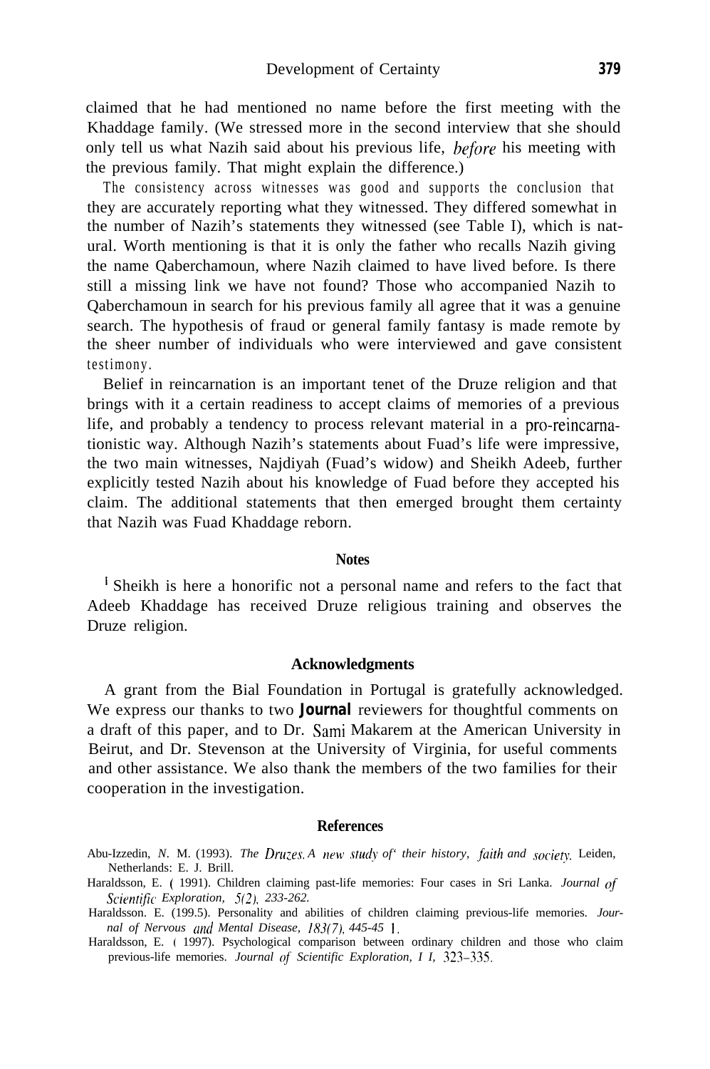claimed that he had mentioned no name before the first meeting with the Khaddage family. (We stressed more in the second interview that she should only tell us what Nazih said about his previous life, *before* his meeting with the previous family. That might explain the difference.)

The consistency across witnesses was good and supports the conclusion that they are accurately reporting what they witnessed. They differed somewhat in the number of Nazih's statements they witnessed (see Table I), which is natural. Worth mentioning is that it is only the father who recalls Nazih giving the name Qaberchamoun, where Nazih claimed to have lived before. Is there still a missing link we have not found? Those who accompanied Nazih to Qaberchamoun in search for his previous family all agree that it was a genuine search. The hypothesis of fraud or general family fantasy is made remote by the sheer number of individuals who were interviewed and gave consistent testimony.

Belief in reincarnation is an important tenet of the Druze religion and that brings with it a certain readiness to accept claims of memories of a previous life, and probably a tendency to process relevant material in a pro-reincarnationistic way. Although Nazih's statements about Fuad's life were impressive, the two main witnesses, Najdiyah (Fuad's widow) and Sheikh Adeeb, further explicitly tested Nazih about his knowledge of Fuad before they accepted his claim. The additional statements that then emerged brought them certainty that Nazih was Fuad Khaddage reborn.

## Notes

[1] Sheikh is here a honorific not a personal name and refers to the fact that Adeeb Khaddage has received Druze religious training and observes the Druze religion.

## Acknowledgments

A grant from the Bial Foundation in Portugal is gratefully acknowledged. We express our thanks to two **Journal** reviewers for thoughtful comments on a draft of this paper, and to Dr. Sami Makarem at the American University in Beirut, and Dr. Stevenson at the University of Virginia, for useful comments and other assistance. We also thank the members of the two families for their cooperation in the investigation.

## References

Abu-Izzedin, N. M. (1993). *The Druzes. A new study of their history, faith and society.* Leiden, Netherlands: E. J. Brill.

Haraldsson, E. (1991). Children claiming past-life memories: Four cases in Sri Lanka. *Journal of Scientific Exploration, 5(2)*, 233-262.

Haraldsson. E. (1995). Personality and abilities of children claiming previous-life memories. *Journal of Nervous and Mental Disease, 183(7)*, 445-451.

Haraldsson, E. (1997). Psychological comparison between ordinary children and those who claim previous-life memories. *Journal of Scientific Exploration, 11*, 323–335.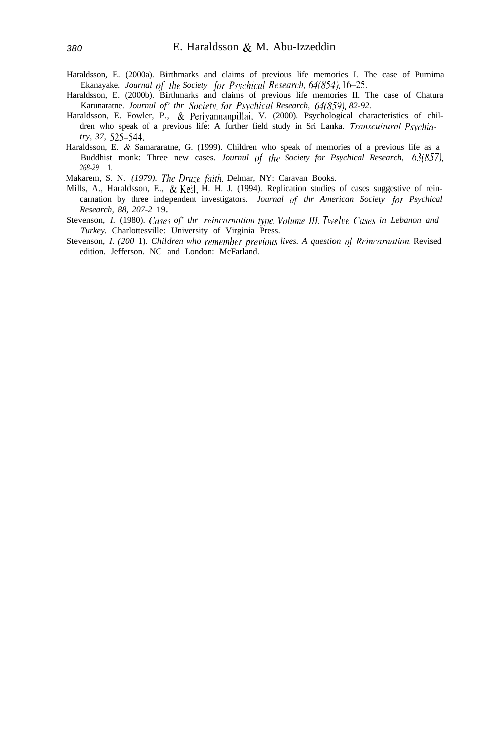Haraldsson, E. (2000a). Birthmarks and claims of previous life memories I. The case of Purnima Ekanayake. *Journal of the Society for Psychical Research, 64(854),* 16–25.

Haraldsson, E. (2000b). Birthmarks and claims of previous life memories II. The case of Chatura Karunaratne. *Journul of' thr Societv. for Psychical Research, 64(859), 82-92.*

Haraldsson, E. Fowler, P., & Periyannanpillai, V. (2000). Psychological characteristics of children who speak of a previous life: A further field study in Sri Lanka. *Transcultural Psychiatry, 37,* 525–544.

Haraldsson, E. & Samararatne, G. (1999). Children who speak of memories of a previous life as a Buddhist monk: Three new cases. *Journul of the Society for Psychical Research, 63(857), 268-29 1.*

Makarem, S. N. *(1979). The Druze faith.* Delmar, NY: Caravan Books.

Mills, A., Haraldsson, E., & Keil, H. H. J. (1994). Replication studies of cases suggestive of reincarnation by three independent investigators. *Journal of thr American Society for Psychical Research, 88, 207-2* 19.

Stevenson, *I.* (1980). *Cases of' thr reincarnation type. Volume III. Twelve Cases in Lebanon and Turkey.* Charlottesville: University of Virginia Press.

Stevenson, *I. (200* 1). *Children who remember previous lives. A question of Reincarnation.* Revised edition. Jefferson. NC and London: McFarland.